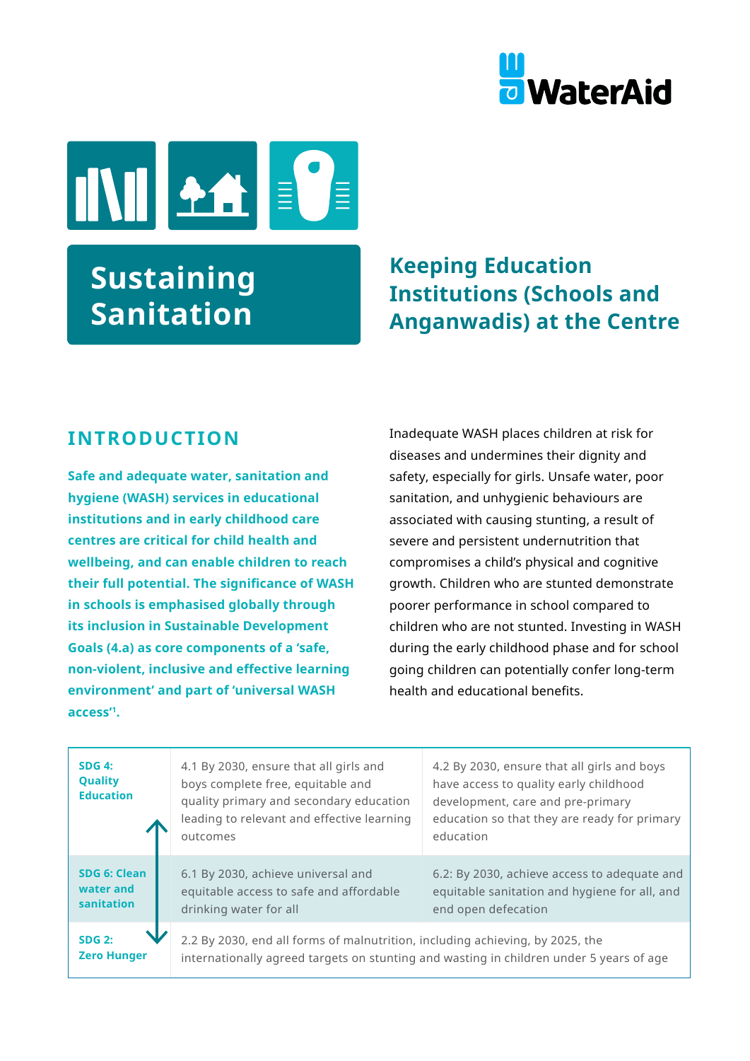WaterAid

# Sustaining Sanitation

## Keeping Education Institutions (Schools and Anganwadis) at the Centre

## INTRODUCTION

**Safe and adequate water, sanitation and hygiene (WASH) services in educational institutions and in early childhood care centres are critical for child health and wellbeing, and can enable children to reach their full potential. The significance of WASH in schools is emphasised globally through its inclusion in Sustainable Development Goals (4.a) as core components of a 'safe, non-violent, inclusive and effective learning environment' and part of 'universal WASH access'[1].**

Inadequate WASH places children at risk for diseases and undermines their dignity and safety, especially for girls. Unsafe water, poor sanitation, and unhygienic behaviours are associated with causing stunting, a result of severe and persistent undernutrition that compromises a child's physical and cognitive growth. Children who are stunted demonstrate poorer performance in school compared to children who are not stunted. Investing in WASH during the early childhood phase and for school going children can potentially confer long-term health and educational benefits.

| | | |
|---|---|---|
| **SDG 4: Quality Education** | 4.1 By 2030, ensure that all girls and boys complete free, equitable and quality primary and secondary education leading to relevant and effective learning outcomes | 4.2 By 2030, ensure that all girls and boys have access to quality early childhood development, care and pre-primary education so that they are ready for primary education |
| **SDG 6: Clean water and sanitation** | 6.1 By 2030, achieve universal and equitable access to safe and affordable drinking water for all | 6.2: By 2030, achieve access to adequate and equitable sanitation and hygiene for all, and end open defecation |
| **SDG 2: Zero Hunger** | 2.2 By 2030, end all forms of malnutrition, including achieving, by 2025, the internationally agreed targets on stunting and wasting in children under 5 years of age | |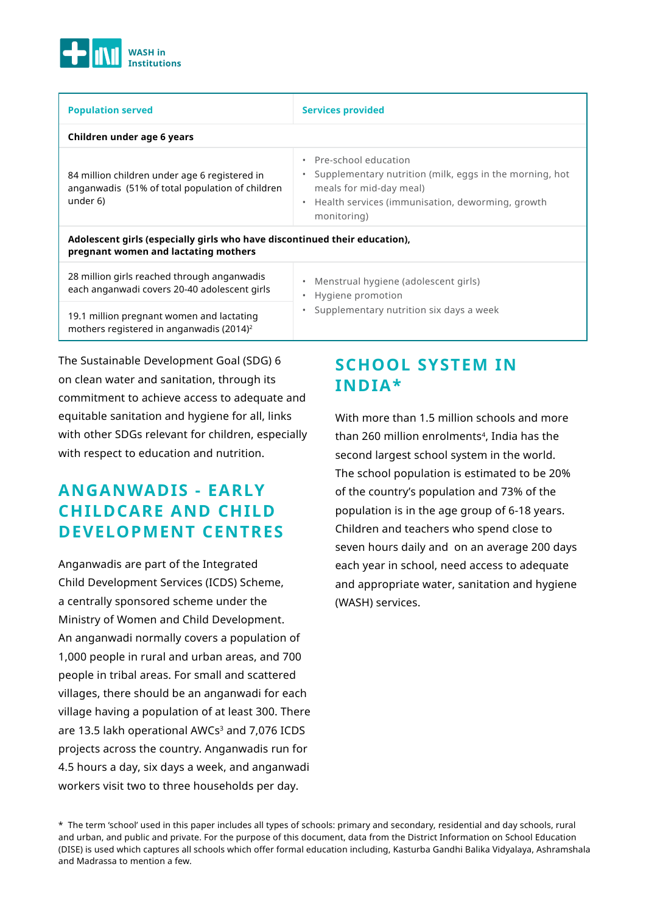| Population served | Services provided |
|---|---|
| **Children under age 6 years** | |
| 84 million children under age 6 registered in anganwadis (51% of total population of children under 6) | • Pre-school education<br>• Supplementary nutrition (milk, eggs in the morning, hot meals for mid-day meal)<br>• Health services (immunisation, deworming, growth monitoring) |
| **Adolescent girls (especially girls who have discontinued their education), pregnant women and lactating mothers** | |
| 28 million girls reached through anganwadis each anganwadi covers 20-40 adolescent girls | • Menstrual hygiene (adolescent girls)<br>• Hygiene promotion<br>• Supplementary nutrition six days a week |
| 19.1 million pregnant women and lactating mothers registered in anganwadis (2014)[2] | |

The Sustainable Development Goal (SDG) 6 on clean water and sanitation, through its commitment to achieve access to adequate and equitable sanitation and hygiene for all, links with other SDGs relevant for children, especially with respect to education and nutrition.

## ANGANWADIS - EARLY CHILDCARE AND CHILD DEVELOPMENT CENTRES

Anganwadis are part of the Integrated Child Development Services (ICDS) Scheme, a centrally sponsored scheme under the Ministry of Women and Child Development. An anganwadi normally covers a population of 1,000 people in rural and urban areas, and 700 people in tribal areas. For small and scattered villages, there should be an anganwadi for each village having a population of at least 300. There are 13.5 lakh operational AWCs[3] and 7,076 ICDS projects across the country. Anganwadis run for 4.5 hours a day, six days a week, and anganwadi workers visit two to three households per day.

## SCHOOL SYSTEM IN INDIA*

With more than 1.5 million schools and more than 260 million enrolments[4], India has the second largest school system in the world. The school population is estimated to be 20% of the country's population and 73% of the population is in the age group of 6-18 years. Children and teachers who spend close to seven hours daily and on an average 200 days each year in school, need access to adequate and appropriate water, sanitation and hygiene (WASH) services.

* The term 'school' used in this paper includes all types of schools: primary and secondary, residential and day schools, rural and urban, and public and private. For the purpose of this document, data from the District Information on School Education (DISE) is used which captures all schools which offer formal education including, Kasturba Gandhi Balika Vidyalaya, Ashramshala and Madrassa to mention a few.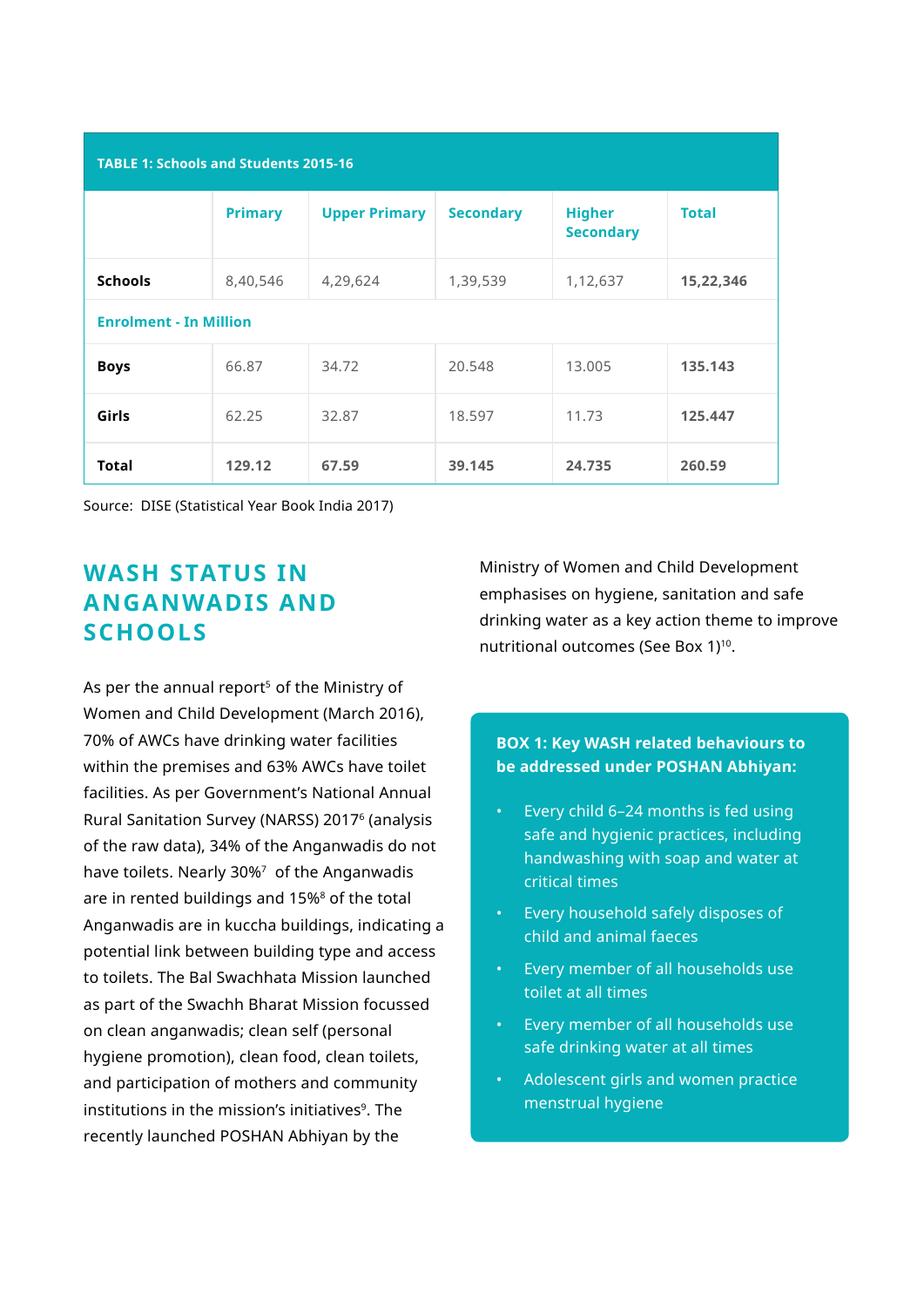**TABLE 1: Schools and Students 2015-16**

| | Primary | Upper Primary | Secondary | Higher Secondary | Total |
|---|---|---|---|---|---|
| **Schools** | 8,40,546 | 4,29,624 | 1,39,539 | 1,12,637 | **15,22,346** |
| **Enrolment - In Million** | | | | | |
| **Boys** | 66.87 | 34.72 | 20.548 | 13.005 | **135.143** |
| **Girls** | 62.25 | 32.87 | 18.597 | 11.73 | **125.447** |
| **Total** | **129.12** | **67.59** | **39.145** | **24.735** | **260.59** |

Source: DISE (Statistical Year Book India 2017)

## WASH STATUS IN ANGANWADIS AND SCHOOLS

As per the annual report[5] of the Ministry of Women and Child Development (March 2016), 70% of AWCs have drinking water facilities within the premises and 63% AWCs have toilet facilities. As per Government's National Annual Rural Sanitation Survey (NARSS) 2017[6] (analysis of the raw data), 34% of the Anganwadis do not have toilets. Nearly 30%[7] of the Anganwadis are in rented buildings and 15%[8] of the total Anganwadis are in kuccha buildings, indicating a potential link between building type and access to toilets. The Bal Swachhata Mission launched as part of the Swachh Bharat Mission focussed on clean anganwadis; clean self (personal hygiene promotion), clean food, clean toilets, and participation of mothers and community institutions in the mission's initiatives[9]. The recently launched POSHAN Abhiyan by the Ministry of Women and Child Development emphasises on hygiene, sanitation and safe drinking water as a key action theme to improve nutritional outcomes (See Box 1)[10].

**BOX 1: Key WASH related behaviours to be addressed under POSHAN Abhiyan:**

- Every child 6–24 months is fed using safe and hygienic practices, including handwashing with soap and water at critical times
- Every household safely disposes of child and animal faeces
- Every member of all households use toilet at all times
- Every member of all households use safe drinking water at all times
- Adolescent girls and women practice menstrual hygiene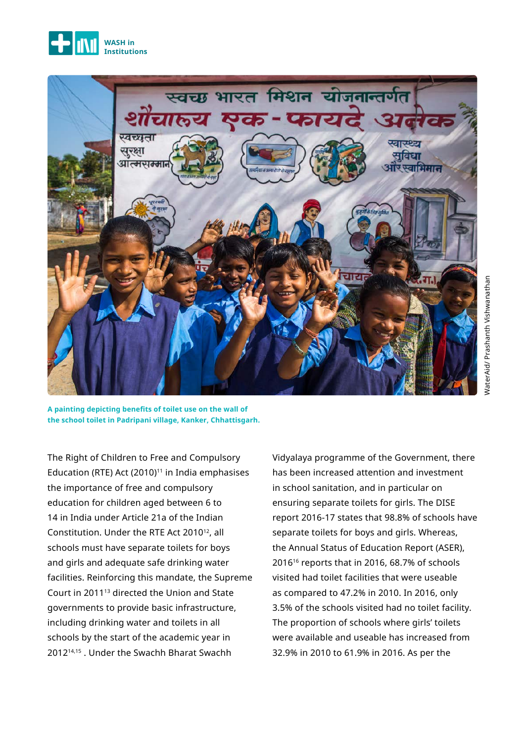A painting depicting benefits of toilet use on the wall of the school toilet in Padripani village, Kanker, Chhattisgarh.

WaterAid/ Prashanth Vishwanathan

The Right of Children to Free and Compulsory Education (RTE) Act (2010)[11] in India emphasises the importance of free and compulsory education for children aged between 6 to 14 in India under Article 21a of the Indian Constitution. Under the RTE Act 2010[12], all schools must have separate toilets for boys and girls and adequate safe drinking water facilities. Reinforcing this mandate, the Supreme Court in 2011[13] directed the Union and State governments to provide basic infrastructure, including drinking water and toilets in all schools by the start of the academic year in 2012[14,15]. Under the Swachh Bharat Swachh Vidyalaya programme of the Government, there has been increased attention and investment in school sanitation, and in particular on ensuring separate toilets for girls. The DISE report 2016-17 states that 98.8% of schools have separate toilets for boys and girls. Whereas, the Annual Status of Education Report (ASER), 2016[16] reports that in 2016, 68.7% of schools visited had toilet facilities that were useable as compared to 47.2% in 2010. In 2016, only 3.5% of the schools visited had no toilet facility. The proportion of schools where girls' toilets were available and useable has increased from 32.9% in 2010 to 61.9% in 2016. As per the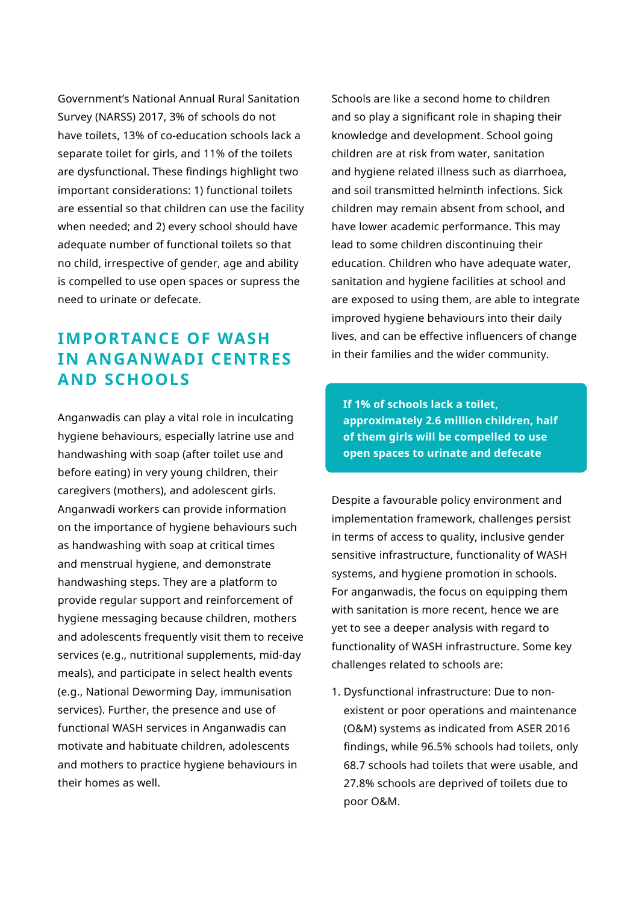Government's National Annual Rural Sanitation Survey (NARSS) 2017, 3% of schools do not have toilets, 13% of co-education schools lack a separate toilet for girls, and 11% of the toilets are dysfunctional. These findings highlight two important considerations: 1) functional toilets are essential so that children can use the facility when needed; and 2) every school should have adequate number of functional toilets so that no child, irrespective of gender, age and ability is compelled to use open spaces or supress the need to urinate or defecate.

## IMPORTANCE OF WASH IN ANGANWADI CENTRES AND SCHOOLS

Anganwadis can play a vital role in inculcating hygiene behaviours, especially latrine use and handwashing with soap (after toilet use and before eating) in very young children, their caregivers (mothers), and adolescent girls. Anganwadi workers can provide information on the importance of hygiene behaviours such as handwashing with soap at critical times and menstrual hygiene, and demonstrate handwashing steps. They are a platform to provide regular support and reinforcement of hygiene messaging because children, mothers and adolescents frequently visit them to receive services (e.g., nutritional supplements, mid-day meals), and participate in select health events (e.g., National Deworming Day, immunisation services). Further, the presence and use of functional WASH services in Anganwadis can motivate and habituate children, adolescents and mothers to practice hygiene behaviours in their homes as well.

Schools are like a second home to children and so play a significant role in shaping their knowledge and development. School going children are at risk from water, sanitation and hygiene related illness such as diarrhoea, and soil transmitted helminth infections. Sick children may remain absent from school, and have lower academic performance. This may lead to some children discontinuing their education. Children who have adequate water, sanitation and hygiene facilities at school and are exposed to using them, are able to integrate improved hygiene behaviours into their daily lives, and can be effective influencers of change in their families and the wider community.

**If 1% of schools lack a toilet, approximately 2.6 million children, half of them girls will be compelled to use open spaces to urinate and defecate**

Despite a favourable policy environment and implementation framework, challenges persist in terms of access to quality, inclusive gender sensitive infrastructure, functionality of WASH systems, and hygiene promotion in schools. For anganwadis, the focus on equipping them with sanitation is more recent, hence we are yet to see a deeper analysis with regard to functionality of WASH infrastructure. Some key challenges related to schools are:

1. Dysfunctional infrastructure: Due to non-existent or poor operations and maintenance (O&M) systems as indicated from ASER 2016 findings, while 96.5% schools had toilets, only 68.7 schools had toilets that were usable, and 27.8% schools are deprived of toilets due to poor O&M.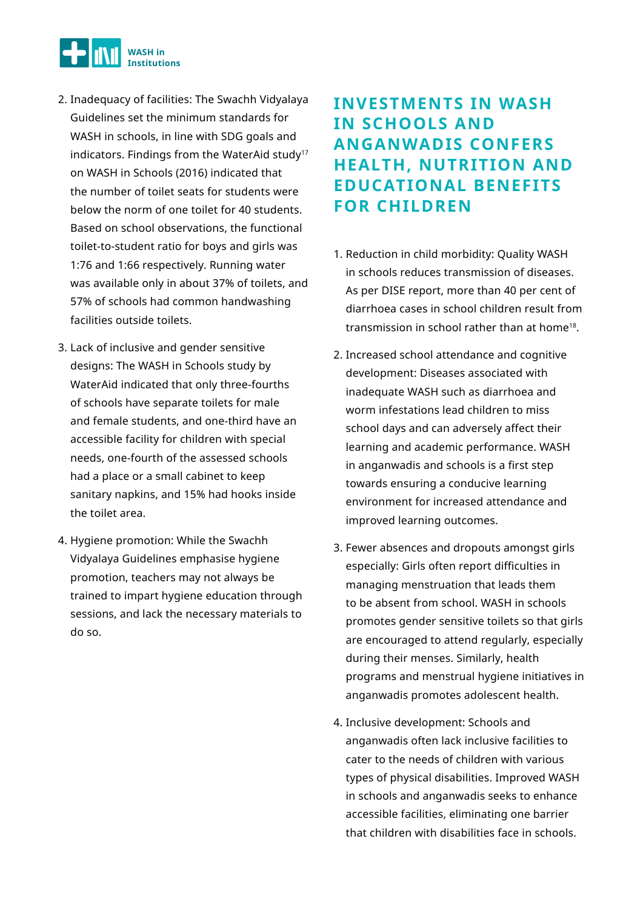2. Inadequacy of facilities: The Swachh Vidyalaya Guidelines set the minimum standards for WASH in schools, in line with SDG goals and indicators. Findings from the WaterAid study[17] on WASH in Schools (2016) indicated that the number of toilet seats for students were below the norm of one toilet for 40 students. Based on school observations, the functional toilet-to-student ratio for boys and girls was 1:76 and 1:66 respectively. Running water was available only in about 37% of toilets, and 57% of schools had common handwashing facilities outside toilets.

3. Lack of inclusive and gender sensitive designs: The WASH in Schools study by WaterAid indicated that only three-fourths of schools have separate toilets for male and female students, and one-third have an accessible facility for children with special needs, one-fourth of the assessed schools had a place or a small cabinet to keep sanitary napkins, and 15% had hooks inside the toilet area.

4. Hygiene promotion: While the Swachh Vidyalaya Guidelines emphasise hygiene promotion, teachers may not always be trained to impart hygiene education through sessions, and lack the necessary materials to do so.

## INVESTMENTS IN WASH IN SCHOOLS AND ANGANWADIS CONFERS HEALTH, NUTRITION AND EDUCATIONAL BENEFITS FOR CHILDREN

1. Reduction in child morbidity: Quality WASH in schools reduces transmission of diseases. As per DISE report, more than 40 per cent of diarrhoea cases in school children result from transmission in school rather than at home[18].

2. Increased school attendance and cognitive development: Diseases associated with inadequate WASH such as diarrhoea and worm infestations lead children to miss school days and can adversely affect their learning and academic performance. WASH in anganwadis and schools is a first step towards ensuring a conducive learning environment for increased attendance and improved learning outcomes.

3. Fewer absences and dropouts amongst girls especially: Girls often report difficulties in managing menstruation that leads them to be absent from school. WASH in schools promotes gender sensitive toilets so that girls are encouraged to attend regularly, especially during their menses. Similarly, health programs and menstrual hygiene initiatives in anganwadis promotes adolescent health.

4. Inclusive development: Schools and anganwadis often lack inclusive facilities to cater to the needs of children with various types of physical disabilities. Improved WASH in schools and anganwadis seeks to enhance accessible facilities, eliminating one barrier that children with disabilities face in schools.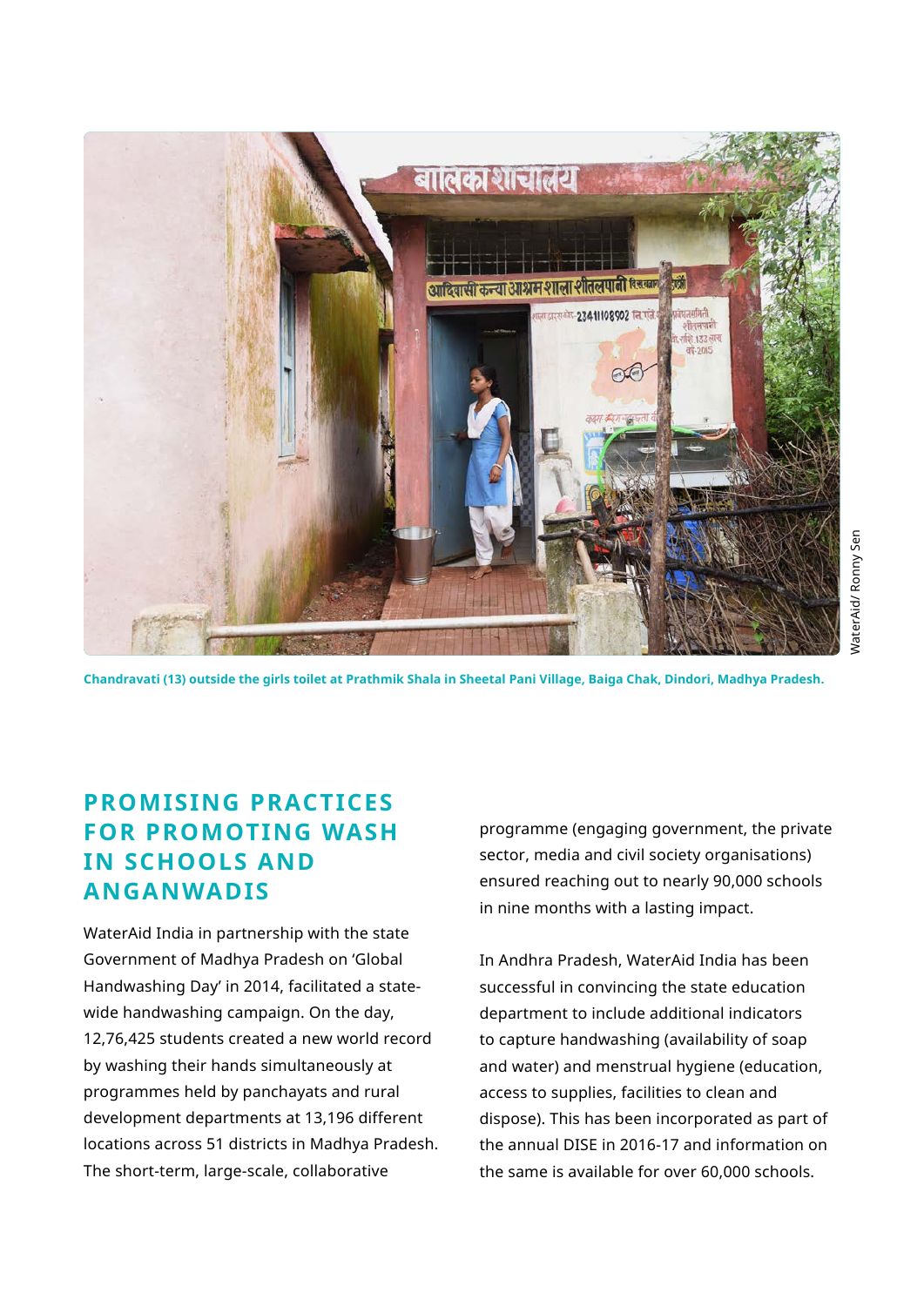Chandravati (13) outside the girls toilet at Prathmik Shala in Sheetal Pani Village, Baiga Chak, Dindori, Madhya Pradesh.

WaterAid/ Ronny Sen

## PROMISING PRACTICES FOR PROMOTING WASH IN SCHOOLS AND ANGANWADIS

WaterAid India in partnership with the state Government of Madhya Pradesh on 'Global Handwashing Day' in 2014, facilitated a state-wide handwashing campaign. On the day, 12,76,425 students created a new world record by washing their hands simultaneously at programmes held by panchayats and rural development departments at 13,196 different locations across 51 districts in Madhya Pradesh. The short-term, large-scale, collaborative programme (engaging government, the private sector, media and civil society organisations) ensured reaching out to nearly 90,000 schools in nine months with a lasting impact.

In Andhra Pradesh, WaterAid India has been successful in convincing the state education department to include additional indicators to capture handwashing (availability of soap and water) and menstrual hygiene (education, access to supplies, facilities to clean and dispose). This has been incorporated as part of the annual DISE in 2016-17 and information on the same is available for over 60,000 schools.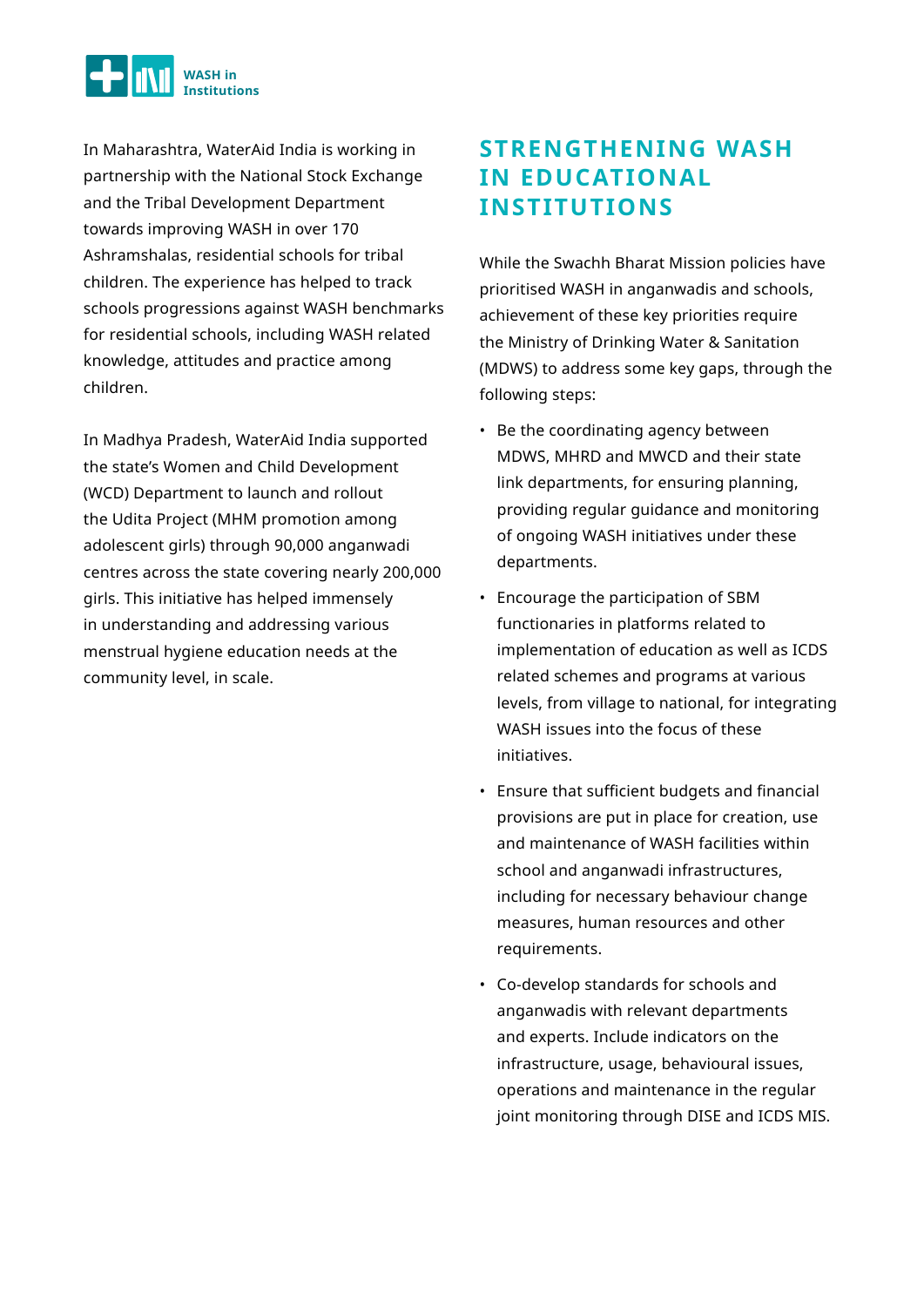In Maharashtra, WaterAid India is working in partnership with the National Stock Exchange and the Tribal Development Department towards improving WASH in over 170 Ashramshalas, residential schools for tribal children. The experience has helped to track schools progressions against WASH benchmarks for residential schools, including WASH related knowledge, attitudes and practice among children.

In Madhya Pradesh, WaterAid India supported the state's Women and Child Development (WCD) Department to launch and rollout the Udita Project (MHM promotion among adolescent girls) through 90,000 anganwadi centres across the state covering nearly 200,000 girls. This initiative has helped immensely in understanding and addressing various menstrual hygiene education needs at the community level, in scale.

## STRENGTHENING WASH IN EDUCATIONAL INSTITUTIONS

While the Swachh Bharat Mission policies have prioritised WASH in anganwadis and schools, achievement of these key priorities require the Ministry of Drinking Water & Sanitation (MDWS) to address some key gaps, through the following steps:

- Be the coordinating agency between MDWS, MHRD and MWCD and their state link departments, for ensuring planning, providing regular guidance and monitoring of ongoing WASH initiatives under these departments.
- Encourage the participation of SBM functionaries in platforms related to implementation of education as well as ICDS related schemes and programs at various levels, from village to national, for integrating WASH issues into the focus of these initiatives.
- Ensure that sufficient budgets and financial provisions are put in place for creation, use and maintenance of WASH facilities within school and anganwadi infrastructures, including for necessary behaviour change measures, human resources and other requirements.
- Co-develop standards for schools and anganwadis with relevant departments and experts. Include indicators on the infrastructure, usage, behavioural issues, operations and maintenance in the regular joint monitoring through DISE and ICDS MIS.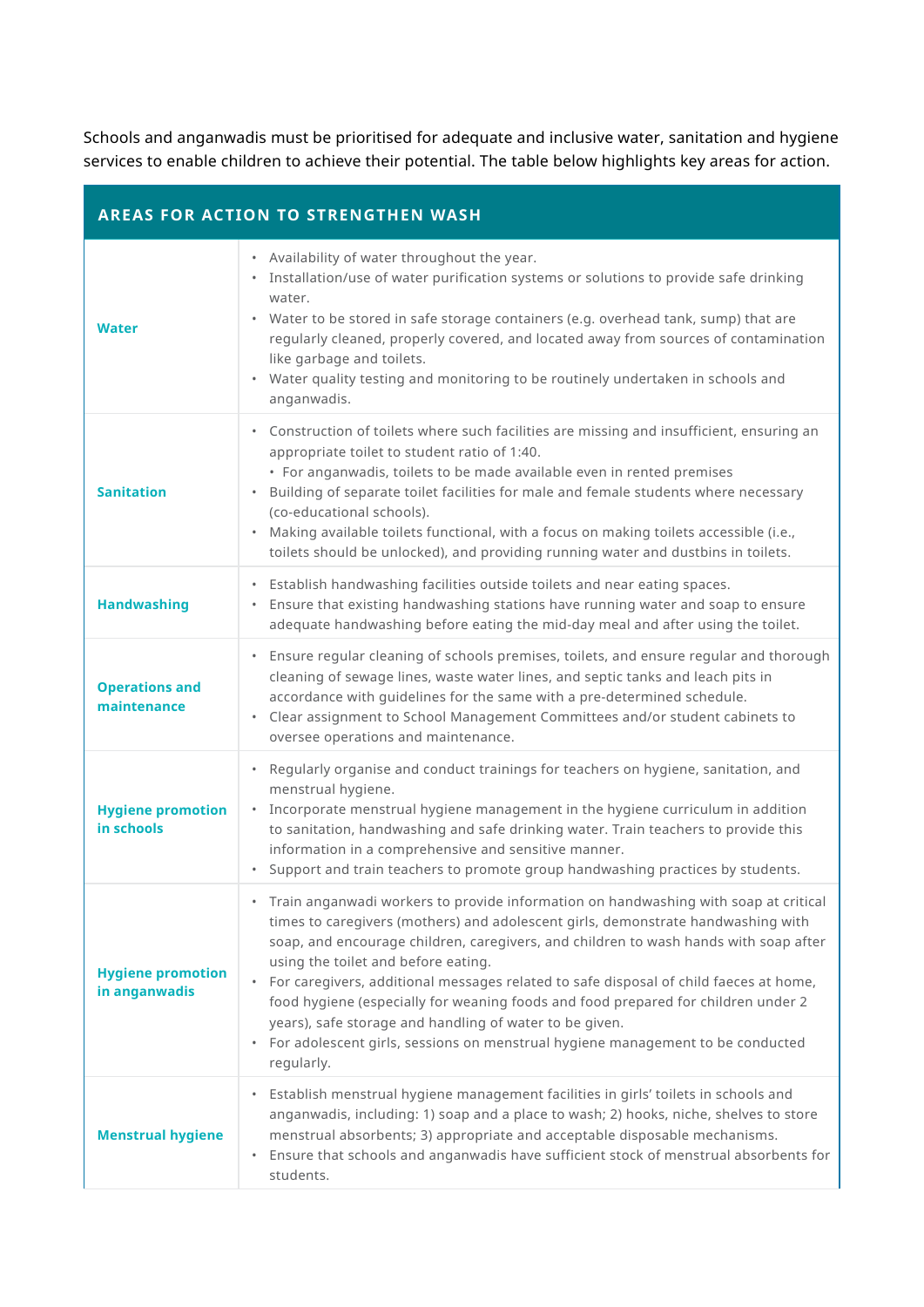Schools and anganwadis must be prioritised for adequate and inclusive water, sanitation and hygiene services to enable children to achieve their potential. The table below highlights key areas for action.

| AREAS FOR ACTION TO STRENGTHEN WASH | |
|---|---|
| **Water** | • Availability of water throughout the year.<br>• Installation/use of water purification systems or solutions to provide safe drinking water.<br>• Water to be stored in safe storage containers (e.g. overhead tank, sump) that are regularly cleaned, properly covered, and located away from sources of contamination like garbage and toilets.<br>• Water quality testing and monitoring to be routinely undertaken in schools and anganwadis. |
| **Sanitation** | • Construction of toilets where such facilities are missing and insufficient, ensuring an appropriate toilet to student ratio of 1:40.<br>  • For anganwadis, toilets to be made available even in rented premises<br>• Building of separate toilet facilities for male and female students where necessary (co-educational schools).<br>• Making available toilets functional, with a focus on making toilets accessible (i.e., toilets should be unlocked), and providing running water and dustbins in toilets. |
| **Handwashing** | • Establish handwashing facilities outside toilets and near eating spaces.<br>• Ensure that existing handwashing stations have running water and soap to ensure adequate handwashing before eating the mid-day meal and after using the toilet. |
| **Operations and maintenance** | • Ensure regular cleaning of schools premises, toilets, and ensure regular and thorough cleaning of sewage lines, waste water lines, and septic tanks and leach pits in accordance with guidelines for the same with a pre-determined schedule.<br>• Clear assignment to School Management Committees and/or student cabinets to oversee operations and maintenance. |
| **Hygiene promotion in schools** | • Regularly organise and conduct trainings for teachers on hygiene, sanitation, and menstrual hygiene.<br>• Incorporate menstrual hygiene management in the hygiene curriculum in addition to sanitation, handwashing and safe drinking water. Train teachers to provide this information in a comprehensive and sensitive manner.<br>• Support and train teachers to promote group handwashing practices by students. |
| **Hygiene promotion in anganwadis** | • Train anganwadi workers to provide information on handwashing with soap at critical times to caregivers (mothers) and adolescent girls, demonstrate handwashing with soap, and encourage children, caregivers, and children to wash hands with soap after using the toilet and before eating.<br>• For caregivers, additional messages related to safe disposal of child faeces at home, food hygiene (especially for weaning foods and food prepared for children under 2 years), safe storage and handling of water to be given.<br>• For adolescent girls, sessions on menstrual hygiene management to be conducted regularly. |
| **Menstrual hygiene** | • Establish menstrual hygiene management facilities in girls' toilets in schools and anganwadis, including: 1) soap and a place to wash; 2) hooks, niche, shelves to store menstrual absorbents; 3) appropriate and acceptable disposable mechanisms.<br>• Ensure that schools and anganwadis have sufficient stock of menstrual absorbents for students. |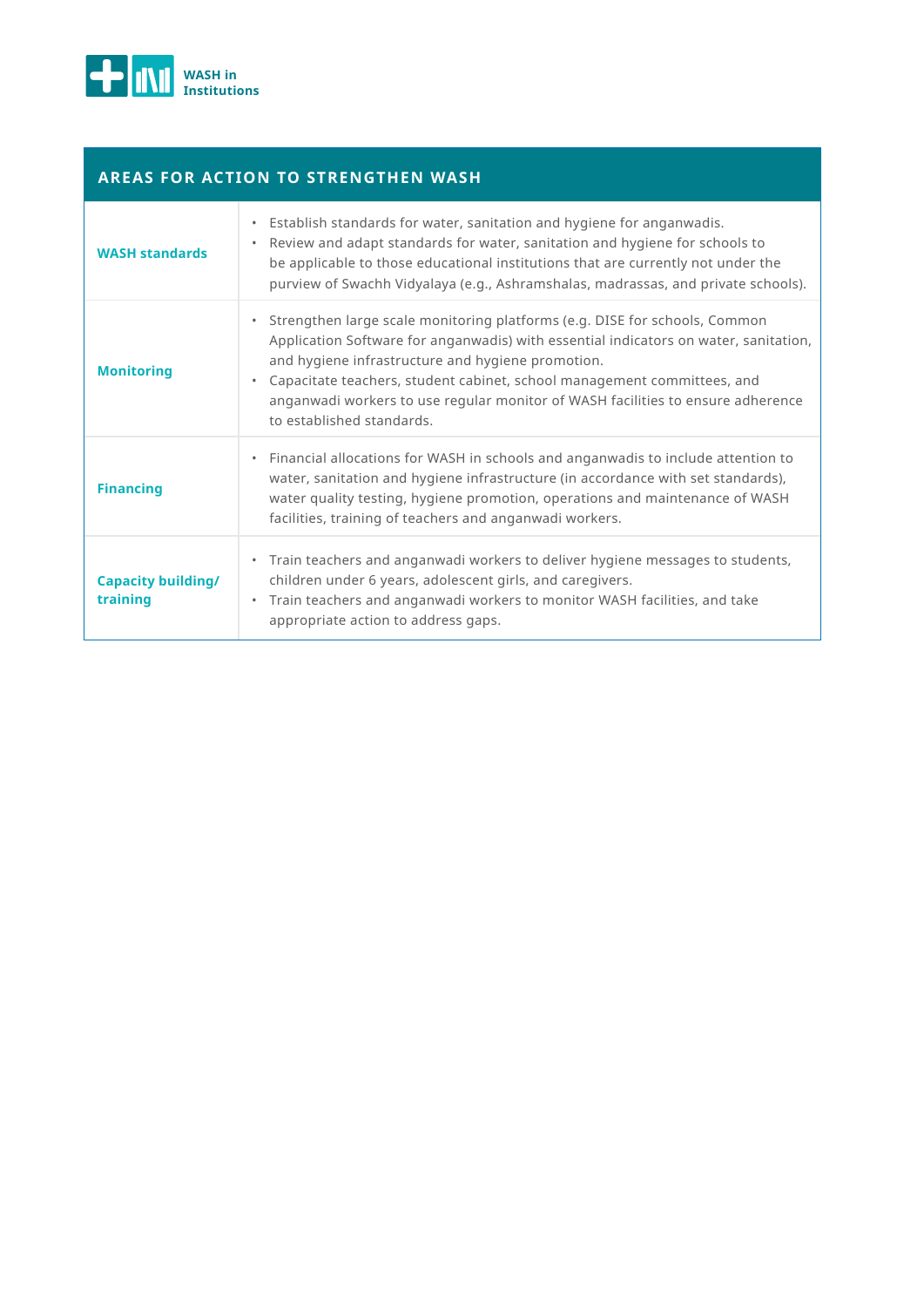| AREAS FOR ACTION TO STRENGTHEN WASH | |
|---|---|
| **WASH standards** | • Establish standards for water, sanitation and hygiene for anganwadis.<br>• Review and adapt standards for water, sanitation and hygiene for schools to be applicable to those educational institutions that are currently not under the purview of Swachh Vidyalaya (e.g., Ashramshalas, madrassas, and private schools). |
| **Monitoring** | • Strengthen large scale monitoring platforms (e.g. DISE for schools, Common Application Software for anganwadis) with essential indicators on water, sanitation, and hygiene infrastructure and hygiene promotion.<br>• Capacitate teachers, student cabinet, school management committees, and anganwadi workers to use regular monitor of WASH facilities to ensure adherence to established standards. |
| **Financing** | • Financial allocations for WASH in schools and anganwadis to include attention to water, sanitation and hygiene infrastructure (in accordance with set standards), water quality testing, hygiene promotion, operations and maintenance of WASH facilities, training of teachers and anganwadi workers. |
| **Capacity building/ training** | • Train teachers and anganwadi workers to deliver hygiene messages to students, children under 6 years, adolescent girls, and caregivers.<br>• Train teachers and anganwadi workers to monitor WASH facilities, and take appropriate action to address gaps. |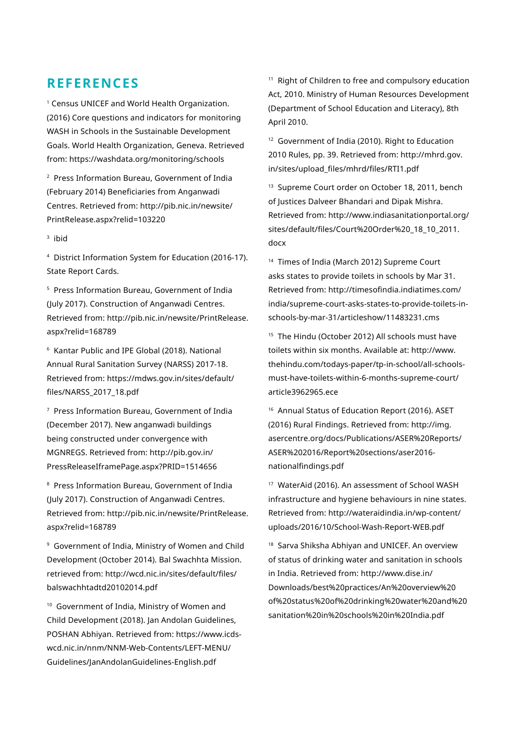# REFERENCES

[1] Census UNICEF and World Health Organization. (2016) Core questions and indicators for monitoring WASH in Schools in the Sustainable Development Goals. World Health Organization, Geneva. Retrieved from: https://washdata.org/monitoring/schools

[2] Press Information Bureau, Government of India (February 2014) Beneficiaries from Anganwadi Centres. Retrieved from: http://pib.nic.in/newsite/PrintRelease.aspx?relid=103220

[3] ibid

[4] District Information System for Education (2016-17). State Report Cards.

[5] Press Information Bureau, Government of India (July 2017). Construction of Anganwadi Centres. Retrieved from: http://pib.nic.in/newsite/PrintRelease.aspx?relid=168789

[6] Kantar Public and IPE Global (2018). National Annual Rural Sanitation Survey (NARSS) 2017-18. Retrieved from: https://mdws.gov.in/sites/default/files/NARSS_2017_18.pdf

[7] Press Information Bureau, Government of India (December 2017). New anganwadi buildings being constructed under convergence with MGNREGS. Retrieved from: http://pib.gov.in/PressReleaseIframePage.aspx?PRID=1514656

[8] Press Information Bureau, Government of India (July 2017). Construction of Anganwadi Centres. Retrieved from: http://pib.nic.in/newsite/PrintRelease.aspx?relid=168789

[9] Government of India, Ministry of Women and Child Development (October 2014). Bal Swachhta Mission. retrieved from: http://wcd.nic.in/sites/default/files/balswachhtadtd20102014.pdf

[10] Government of India, Ministry of Women and Child Development (2018). Jan Andolan Guidelines, POSHAN Abhiyan. Retrieved from: https://www.icds-wcd.nic.in/nnm/NNM-Web-Contents/LEFT-MENU/Guidelines/JanAndolanGuidelines-English.pdf

[11] Right of Children to free and compulsory education Act, 2010. Ministry of Human Resources Development (Department of School Education and Literacy), 8th April 2010.

[12] Government of India (2010). Right to Education 2010 Rules, pp. 39. Retrieved from: http://mhrd.gov.in/sites/upload_files/mhrd/files/RTI1.pdf

[13] Supreme Court order on October 18, 2011, bench of Justices Dalveer Bhandari and Dipak Mishra. Retrieved from: http://www.indiasanitationportal.org/sites/default/files/Court%20Order%20_18_10_2011.docx

[14] Times of India (March 2012) Supreme Court asks states to provide toilets in schools by Mar 31. Retrieved from: http://timesofindia.indiatimes.com/india/supreme-court-asks-states-to-provide-toilets-in-schools-by-mar-31/articleshow/11483231.cms

[15] The Hindu (October 2012) All schools must have toilets within six months. Available at: http://www.thehindu.com/todays-paper/tp-in-school/all-schools-must-have-toilets-within-6-months-supreme-court/article3962965.ece

[16] Annual Status of Education Report (2016). ASET (2016) Rural Findings. Retrieved from: http://img.asercentre.org/docs/Publications/ASER%20Reports/ASER%202016/Report%20sections/aser2016-nationalfindings.pdf

[17] WaterAid (2016). An assessment of School WASH infrastructure and hygiene behaviours in nine states. Retrieved from: http://wateraidindia.in/wp-content/uploads/2016/10/School-Wash-Report-WEB.pdf

[18] Sarva Shiksha Abhiyan and UNICEF. An overview of status of drinking water and sanitation in schools in India. Retrieved from: http://www.dise.in/Downloads/best%20practices/An%20overview%20of%20status%20of%20drinking%20water%20and%20sanitation%20in%20schools%20in%20India.pdf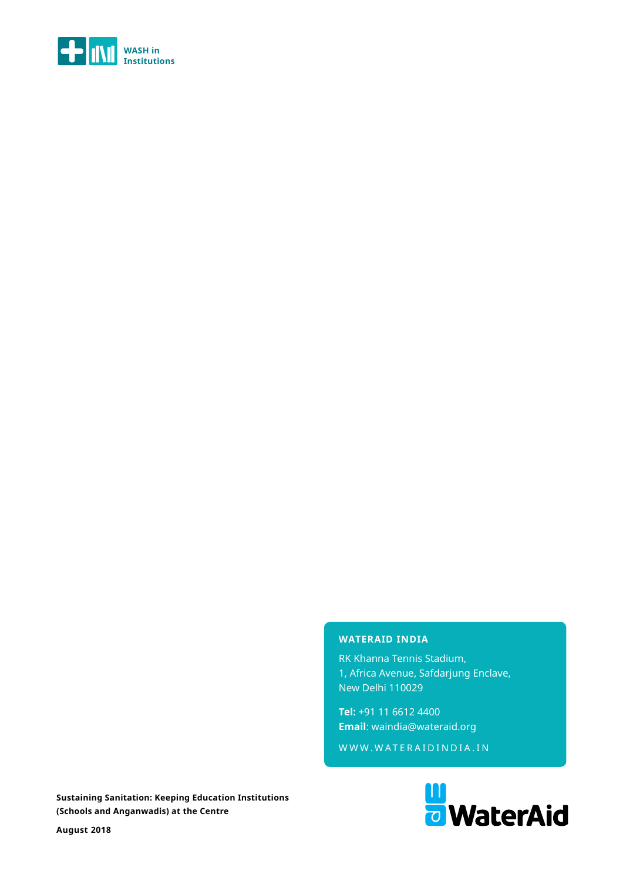WASH in Institutions

**WATERAID INDIA**

RK Khanna Tennis Stadium,
1, Africa Avenue, Safdarjung Enclave,
New Delhi 110029

**Tel:** +91 11 6612 4400
**Email**: waindia@wateraid.org

WWW.WATERAIDINDIA.IN

**Sustaining Sanitation: Keeping Education Institutions (Schools and Anganwadis) at the Centre**

**August 2018**

WaterAid